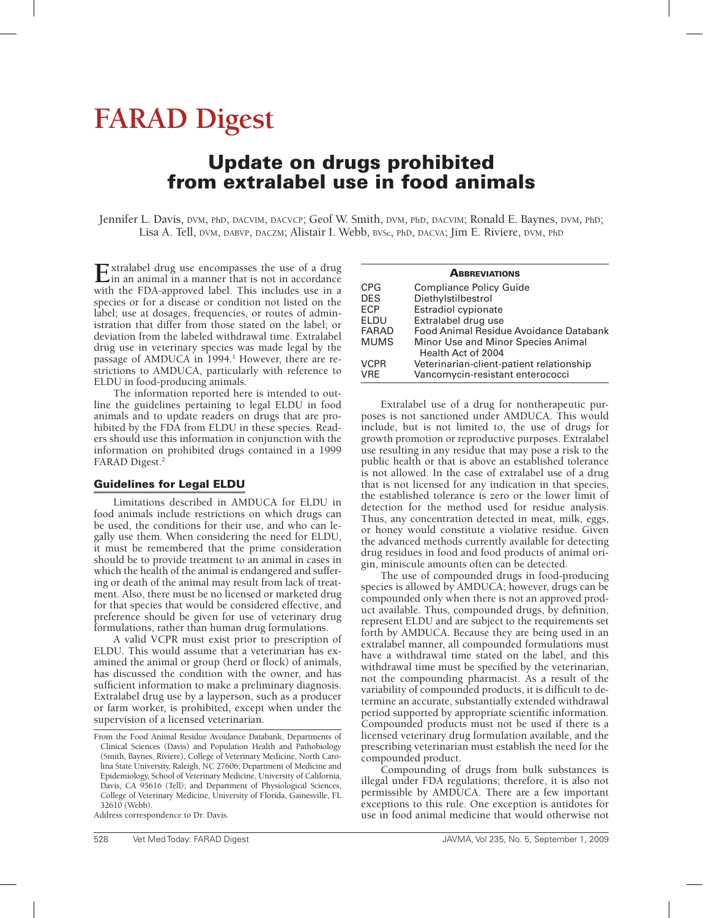# FARAD Digest

## Update on drugs prohibited from extralabel use in food animals

Jennifer L. Davis, DVM, PhD, DACVIM, DACVCP; Geof W. Smith, DVM, PhD, DACVIM; Ronald E. Baynes, DVM, PhD; Lisa A. Tell, DVM, DABVP, DACZM; Alistair I. Webb, BVSc, PhD, DACVA; Jim E. Riviere, DVM, PhD

Extralabel drug use encompasses the use of a drug in an animal in a manner that is not in accordance with the FDA-approved label. This includes use in a species or for a disease or condition not listed on the label; use at dosages, frequencies, or routes of administration that differ from those stated on the label; or deviation from the labeled withdrawal time. Extralabel drug use in veterinary species was made legal by the passage of AMDUCA in 1994.[1] However, there are restrictions to AMDUCA, particularly with reference to ELDU in food-producing animals.

The information reported here is intended to outline the guidelines pertaining to legal ELDU in food animals and to update readers on drugs that are prohibited by the FDA from ELDU in these species. Readers should use this information in conjunction with the information on prohibited drugs contained in a 1999 FARAD Digest.[2]

### Guidelines for Legal ELDU

Limitations described in AMDUCA for ELDU in food animals include restrictions on which drugs can be used, the conditions for their use, and who can legally use them. When considering the need for ELDU, it must be remembered that the prime consideration should be to provide treatment to an animal in cases in which the health of the animal is endangered and suffering or death of the animal may result from lack of treatment. Also, there must be no licensed or marketed drug for that species that would be considered effective, and preference should be given for use of veterinary drug formulations, rather than human drug formulations.

A valid VCPR must exist prior to prescription of ELDU. This would assume that a veterinarian has examined the animal or group (herd or flock) of animals, has discussed the condition with the owner, and has sufficient information to make a preliminary diagnosis. Extralabel drug use by a layperson, such as a producer or farm worker, is prohibited, except when under the supervision of a licensed veterinarian.

From the Food Animal Residue Avoidance Databank, Departments of Clinical Sciences (Davis) and Population Health and Pathobiology (Smith, Baynes, Riviere), College of Veterinary Medicine, North Carolina State University, Raleigh, NC 27606; Department of Medicine and Epidemiology, School of Veterinary Medicine, University of California, Davis, CA 95616 (Tell); and Department of Physiological Sciences, College of Veterinary Medicine, University of Florida, Gainesville, FL 32610 (Webb).

Address correspondence to Dr. Davis.

| Abbreviations | |
|---|---|
| CPG | Compliance Policy Guide |
| DES | Diethylstilbestrol |
| ECP | Estradiol cypionate |
| ELDU | Extralabel drug use |
| FARAD | Food Animal Residue Avoidance Databank |
| MUMS | Minor Use and Minor Species Animal Health Act of 2004 |
| VCPR | Veterinarian-client-patient relationship |
| VRE | Vancomycin-resistant enterococci |

Extralabel use of a drug for nontherapeutic purposes is not sanctioned under AMDUCA. This would include, but is not limited to, the use of drugs for growth promotion or reproductive purposes. Extralabel use resulting in any residue that may pose a risk to the public health or that is above an established tolerance is not allowed. In the case of extralabel use of a drug that is not licensed for any indication in that species, the established tolerance is zero or the lower limit of detection for the method used for residue analysis. Thus, any concentration detected in meat, milk, eggs, or honey would constitute a violative residue. Given the advanced methods currently available for detecting drug residues in food and food products of animal origin, miniscule amounts often can be detected.

The use of compounded drugs in food-producing species is allowed by AMDUCA; however, drugs can be compounded only when there is not an approved product available. Thus, compounded drugs, by definition, represent ELDU and are subject to the requirements set forth by AMDUCA. Because they are being used in an extralabel manner, all compounded formulations must have a withdrawal time stated on the label, and this withdrawal time must be specified by the veterinarian, not the compounding pharmacist. As a result of the variability of compounded products, it is difficult to determine an accurate, substantially extended withdrawal period supported by appropriate scientific information. Compounded products must not be used if there is a licensed veterinary drug formulation available, and the prescribing veterinarian must establish the need for the compounded product.

Compounding of drugs from bulk substances is illegal under FDA regulations; therefore, it is also not permissible by AMDUCA. There are a few important exceptions to this rule. One exception is antidotes for use in food animal medicine that would otherwise not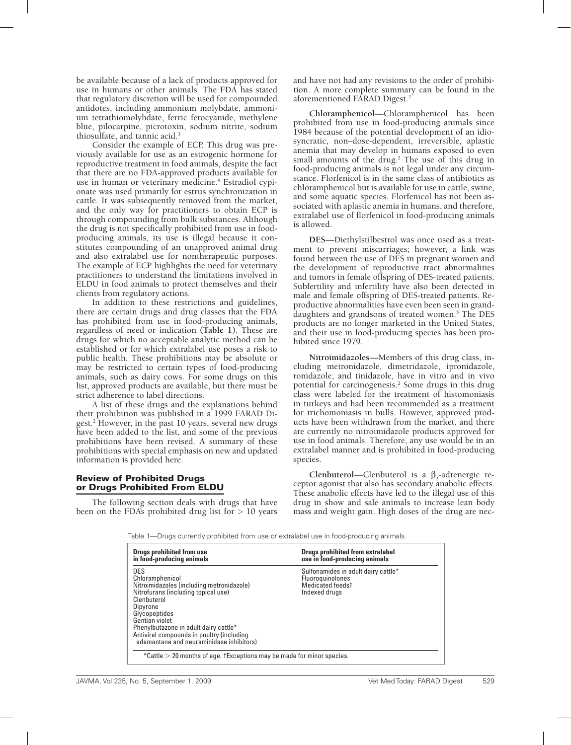be available because of a lack of products approved for use in humans or other animals. The FDA has stated that regulatory discretion will be used for compounded antidotes, including ammonium molybdate, ammonium tetrathiomolybdate, ferric ferocyanide, methylene blue, pilocarpine, picrotoxin, sodium nitrite, sodium thiosulfate, and tannic acid.[3]

Consider the example of ECP. This drug was previously available for use as an estrogenic hormone for reproductive treatment in food animals, despite the fact that there are no FDA-approved products available for use in human or veterinary medicine.[4] Estradiol cypionate was used primarily for estrus synchronization in cattle. It was subsequently removed from the market, and the only way for practitioners to obtain ECP is through compounding from bulk substances. Although the drug is not specifically prohibited from use in food-producing animals, its use is illegal because it constitutes compounding of an unapproved animal drug and also extralabel use for nontherapeutic purposes. The example of ECP highlights the need for veterinary practitioners to understand the limitations involved in ELDU in food animals to protect themselves and their clients from regulatory actions.

In addition to these restrictions and guidelines, there are certain drugs and drug classes that the FDA has prohibited from use in food-producing animals, regardless of need or indication (**Table 1**). These are drugs for which no acceptable analytic method can be established or for which extralabel use poses a risk to public health. These prohibitions may be absolute or may be restricted to certain types of food-producing animals, such as dairy cows. For some drugs on this list, approved products are available, but there must be strict adherence to label directions.

A list of these drugs and the explanations behind their prohibition was published in a 1999 FARAD Digest.[2] However, in the past 10 years, several new drugs have been added to the list, and some of the previous prohibitions have been revised. A summary of these prohibitions with special emphasis on new and updated information is provided here.

## Review of Prohibited Drugs or Drugs Prohibited From ELDU

The following section deals with drugs that have been on the FDA's prohibited drug list for > 10 years and have not had any revisions to the order of prohibition. A more complete summary can be found in the aforementioned FARAD Digest.[2]

**Chloramphenicol—**Chloramphenicol has been prohibited from use in food-producing animals since 1984 because of the potential development of an idiosyncratic, non–dose-dependent, irreversible, aplastic anemia that may develop in humans exposed to even small amounts of the drug.[2] The use of this drug in food-producing animals is not legal under any circumstance. Florfenicol is in the same class of antibiotics as chloramphenicol but is available for use in cattle, swine, and some aquatic species. Florfenicol has not been associated with aplastic anemia in humans, and therefore, extralabel use of florfenicol in food-producing animals is allowed.

**DES—**Diethylstilbestrol was once used as a treatment to prevent miscarriages; however, a link was found between the use of DES in pregnant women and the development of reproductive tract abnormalities and tumors in female offspring of DES-treated patients. Subfertility and infertility have also been detected in male and female offspring of DES-treated patients. Reproductive abnormalities have even been seen in granddaughters and grandsons of treated women.[5] The DES products are no longer marketed in the United States, and their use in food-producing species has been prohibited since 1979.

**Nitroimidazoles—**Members of this drug class, including metronidazole, dimetridazole, ipronidazole, ronidazole, and tinidazole, have in vitro and in vivo potential for carcinogenesis.[2] Some drugs in this drug class were labeled for the treatment of histomoniasis in turkeys and had been recommended as a treatment for trichomoniasis in bulls. However, approved products have been withdrawn from the market, and there are currently no nitroimidazole products approved for use in food animals. Therefore, any use would be in an extralabel manner and is prohibited in food-producing species.

**Clenbuterol—**Clenbuterol is a $\beta_2$-adrenergic receptor agonist that also has secondary anabolic effects. These anabolic effects have led to the illegal use of this drug in show and sale animals to increase lean body mass and weight gain. High doses of the drug are nec-

Table 1—Drugs currently prohibited from use or extralabel use in food-producing animals.

| Drugs prohibited from use in food-producing animals | Drugs prohibited from extralabel use in food-producing animals |
|---|---|
| DES | Sulfonamides in adult dairy cattle* |
| Chloramphenicol | Fluoroquinolones |
| Nitroimidazoles (including metronidazole) | Medicated feeds† |
| Nitrofurans (including topical use) | Indexed drugs |
| Clenbuterol | |
| Dipyrone | |
| Glycopeptides | |
| Gentian violet | |
| Phenylbutazone in adult dairy cattle* | |
| Antiviral compounds in poultry (including adamantane and neuraminidase inhibitors) | |

*Cattle > 20 months of age. †Exceptions may be made for minor species.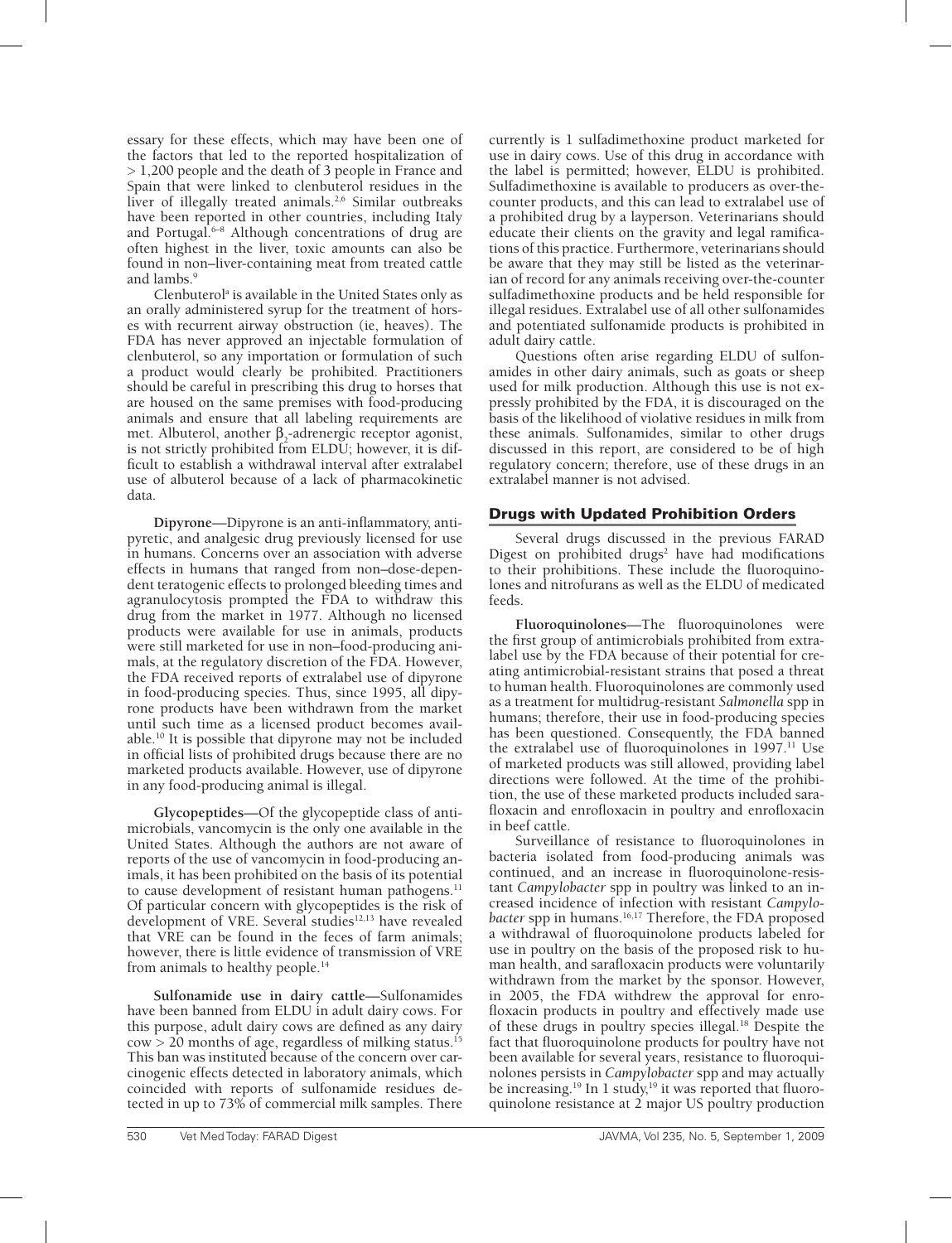essary for these effects, which may have been one of the factors that led to the reported hospitalization of > 1,200 people and the death of 3 people in France and Spain that were linked to clenbuterol residues in the liver of illegally treated animals.[2,6] Similar outbreaks have been reported in other countries, including Italy and Portugal.[6–8] Although concentrations of drug are often highest in the liver, toxic amounts can also be found in non–liver-containing meat from treated cattle and lambs.[9]

Clenbuterol[a] is available in the United States only as an orally administered syrup for the treatment of horses with recurrent airway obstruction (ie, heaves). The FDA has never approved an injectable formulation of clenbuterol, so any importation or formulation of such a product would clearly be prohibited. Practitioners should be careful in prescribing this drug to horses that are housed on the same premises with food-producing animals and ensure that all labeling requirements are met. Albuterol, another $\beta_2$-adrenergic receptor agonist, is not strictly prohibited from ELDU; however, it is difficult to establish a withdrawal interval after extralabel use of albuterol because of a lack of pharmacokinetic data.

**Dipyrone**—Dipyrone is an anti-inflammatory, antipyretic, and analgesic drug previously licensed for use in humans. Concerns over an association with adverse effects in humans that ranged from non–dose-dependent teratogenic effects to prolonged bleeding times and agranulocytosis prompted the FDA to withdraw this drug from the market in 1977. Although no licensed products were available for use in animals, products were still marketed for use in non–food-producing animals, at the regulatory discretion of the FDA. However, the FDA received reports of extralabel use of dipyrone in food-producing species. Thus, since 1995, all dipyrone products have been withdrawn from the market until such time as a licensed product becomes available.[10] It is possible that dipyrone may not be included in official lists of prohibited drugs because there are no marketed products available. However, use of dipyrone in any food-producing animal is illegal.

**Glycopeptides**—Of the glycopeptide class of antimicrobials, vancomycin is the only one available in the United States. Although the authors are not aware of reports of the use of vancomycin in food-producing animals, it has been prohibited on the basis of its potential to cause development of resistant human pathogens.[11] Of particular concern with glycopeptides is the risk of development of VRE. Several studies[12,13] have revealed that VRE can be found in the feces of farm animals; however, there is little evidence of transmission of VRE from animals to healthy people.[14]

**Sulfonamide use in dairy cattle**—Sulfonamides have been banned from ELDU in adult dairy cows. For this purpose, adult dairy cows are defined as any dairy cow > 20 months of age, regardless of milking status.[15] This ban was instituted because of the concern over carcinogenic effects detected in laboratory animals, which coincided with reports of sulfonamide residues detected in up to 73% of commercial milk samples. There currently is 1 sulfadimethoxine product marketed for use in dairy cows. Use of this drug in accordance with the label is permitted; however, ELDU is prohibited. Sulfadimethoxine is available to producers as over-the-counter products, and this can lead to extralabel use of a prohibited drug by a layperson. Veterinarians should educate their clients on the gravity and legal ramifications of this practice. Furthermore, veterinarians should be aware that they may still be listed as the veterinarian of record for any animals receiving over-the-counter sulfadimethoxine products and be held responsible for illegal residues. Extralabel use of all other sulfonamides and potentiated sulfonamide products is prohibited in adult dairy cattle.

Questions often arise regarding ELDU of sulfonamides in other dairy animals, such as goats or sheep used for milk production. Although this use is not expressly prohibited by the FDA, it is discouraged on the basis of the likelihood of violative residues in milk from these animals. Sulfonamides, similar to other drugs discussed in this report, are considered to be of high regulatory concern; therefore, use of these drugs in an extralabel manner is not advised.

## Drugs with Updated Prohibition Orders

Several drugs discussed in the previous FARAD Digest on prohibited drugs[2] have had modifications to their prohibitions. These include the fluoroquinolones and nitrofurans as well as the ELDU of medicated feeds.

**Fluoroquinolones**—The fluoroquinolones were the first group of antimicrobials prohibited from extralabel use by the FDA because of their potential for creating antimicrobial-resistant strains that posed a threat to human health. Fluoroquinolones are commonly used as a treatment for multidrug-resistant *Salmonella* spp in humans; therefore, their use in food-producing species has been questioned. Consequently, the FDA banned the extralabel use of fluoroquinolones in 1997.[11] Use of marketed products was still allowed, providing label directions were followed. At the time of the prohibition, the use of these marketed products included sarafloxacin and enrofloxacin in poultry and enrofloxacin in beef cattle.

Surveillance of resistance to fluoroquinolones in bacteria isolated from food-producing animals was continued, and an increase in fluoroquinolone-resistant *Campylobacter* spp in poultry was linked to an increased incidence of infection with resistant *Campylobacter* spp in humans.[16,17] Therefore, the FDA proposed a withdrawal of fluoroquinolone products labeled for use in poultry on the basis of the proposed risk to human health, and sarafloxacin products were voluntarily withdrawn from the market by the sponsor. However, in 2005, the FDA withdrew the approval for enrofloxacin products in poultry and effectively made use of these drugs in poultry species illegal.[18] Despite the fact that fluoroquinolone products for poultry have not been available for several years, resistance to fluoroquinolones persists in *Campylobacter* spp and may actually be increasing.[19] In 1 study,[19] it was reported that fluoroquinolone resistance at 2 major US poultry production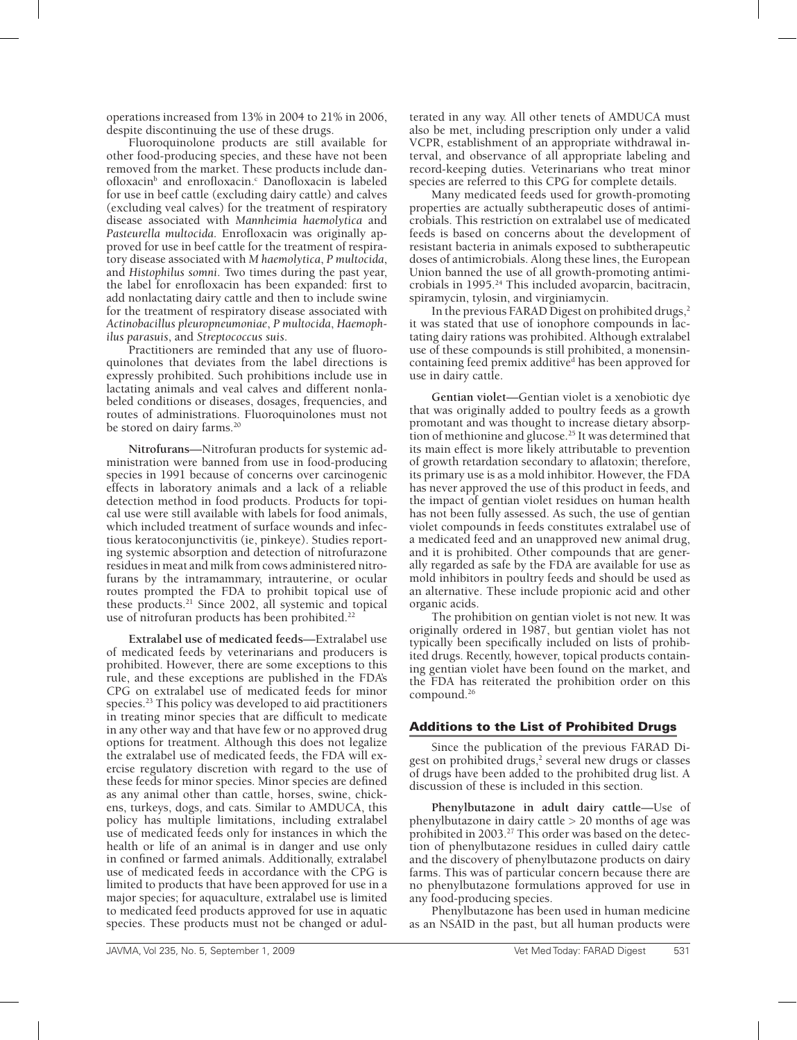operations increased from 13% in 2004 to 21% in 2006, despite discontinuing the use of these drugs.

Fluoroquinolone products are still available for other food-producing species, and these have not been removed from the market. These products include danofloxacin[b] and enrofloxacin.[c] Danofloxacin is labeled for use in beef cattle (excluding dairy cattle) and calves (excluding veal calves) for the treatment of respiratory disease associated with *Mannheimia haemolytica* and *Pasteurella multocida*. Enrofloxacin was originally approved for use in beef cattle for the treatment of respiratory disease associated with *M haemolytica*, *P multocida*, and *Histophilus somni*. Two times during the past year, the label for enrofloxacin has been expanded: first to add nonlactating dairy cattle and then to include swine for the treatment of respiratory disease associated with *Actinobacillus pleuropneumoniae*, *P multocida*, *Haemophilus parasuis*, and *Streptococcus suis*.

Practitioners are reminded that any use of fluoroquinolones that deviates from the label directions is expressly prohibited. Such prohibitions include use in lactating animals and veal calves and different nonlabeled conditions or diseases, dosages, frequencies, and routes of administrations. Fluoroquinolones must not be stored on dairy farms.[20]

**Nitrofurans—**Nitrofuran products for systemic administration were banned from use in food-producing species in 1991 because of concerns over carcinogenic effects in laboratory animals and a lack of a reliable detection method in food products. Products for topical use were still available with labels for food animals, which included treatment of surface wounds and infectious keratoconjunctivitis (ie, pinkeye). Studies reporting systemic absorption and detection of nitrofurazone residues in meat and milk from cows administered nitrofurans by the intramammary, intrauterine, or ocular routes prompted the FDA to prohibit topical use of these products.[21] Since 2002, all systemic and topical use of nitrofuran products has been prohibited.[22]

**Extralabel use of medicated feeds—**Extralabel use of medicated feeds by veterinarians and producers is prohibited. However, there are some exceptions to this rule, and these exceptions are published in the FDA's CPG on extralabel use of medicated feeds for minor species.[23] This policy was developed to aid practitioners in treating minor species that are difficult to medicate in any other way and that have few or no approved drug options for treatment. Although this does not legalize the extralabel use of medicated feeds, the FDA will exercise regulatory discretion with regard to the use of these feeds for minor species. Minor species are defined as any animal other than cattle, horses, swine, chickens, turkeys, dogs, and cats. Similar to AMDUCA, this policy has multiple limitations, including extralabel use of medicated feeds only for instances in which the health or life of an animal is in danger and use only in confined or farmed animals. Additionally, extralabel use of medicated feeds in accordance with the CPG is limited to products that have been approved for use in a major species; for aquaculture, extralabel use is limited to medicated feed products approved for use in aquatic species. These products must not be changed or adulterated in any way. All other tenets of AMDUCA must also be met, including prescription only under a valid VCPR, establishment of an appropriate withdrawal interval, and observance of all appropriate labeling and record-keeping duties. Veterinarians who treat minor species are referred to this CPG for complete details.

Many medicated feeds used for growth-promoting properties are actually subtherapeutic doses of antimicrobials. This restriction on extralabel use of medicated feeds is based on concerns about the development of resistant bacteria in animals exposed to subtherapeutic doses of antimicrobials. Along these lines, the European Union banned the use of all growth-promoting antimicrobials in 1995.[24] This included avoparcin, bacitracin, spiramycin, tylosin, and virginiamycin.

In the previous FARAD Digest on prohibited drugs,[2] it was stated that use of ionophore compounds in lactating dairy rations was prohibited. Although extralabel use of these compounds is still prohibited, a monensin-containing feed premix additive[d] has been approved for use in dairy cattle.

**Gentian violet—**Gentian violet is a xenobiotic dye that was originally added to poultry feeds as a growth promotant and was thought to increase dietary absorption of methionine and glucose.[25] It was determined that its main effect is more likely attributable to prevention of growth retardation secondary to aflatoxin; therefore, its primary use is as a mold inhibitor. However, the FDA has never approved the use of this product in feeds, and the impact of gentian violet residues on human health has not been fully assessed. As such, the use of gentian violet compounds in feeds constitutes extralabel use of a medicated feed and an unapproved new animal drug, and it is prohibited. Other compounds that are generally regarded as safe by the FDA are available for use as mold inhibitors in poultry feeds and should be used as an alternative. These include propionic acid and other organic acids.

The prohibition on gentian violet is not new. It was originally ordered in 1987, but gentian violet has not typically been specifically included on lists of prohibited drugs. Recently, however, topical products containing gentian violet have been found on the market, and the FDA has reiterated the prohibition order on this compound.[26]

## Additions to the List of Prohibited Drugs

Since the publication of the previous FARAD Digest on prohibited drugs,[2] several new drugs or classes of drugs have been added to the prohibited drug list. A discussion of these is included in this section.

**Phenylbutazone in adult dairy cattle—**Use of phenylbutazone in dairy cattle > 20 months of age was prohibited in 2003.[27] This order was based on the detection of phenylbutazone residues in culled dairy cattle and the discovery of phenylbutazone products on dairy farms. This was of particular concern because there are no phenylbutazone formulations approved for use in any food-producing species.

Phenylbutazone has been used in human medicine as an NSAID in the past, but all human products were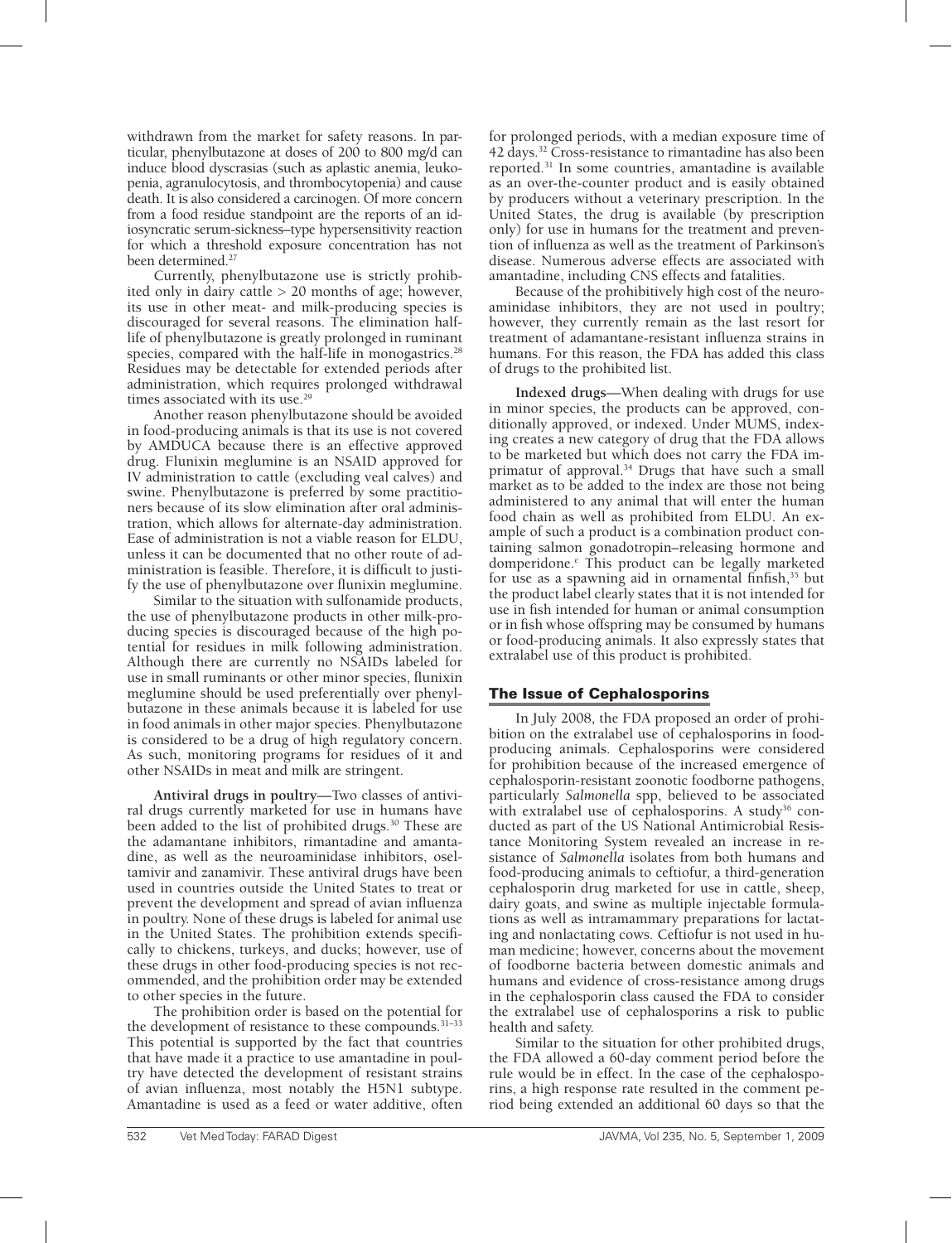withdrawn from the market for safety reasons. In particular, phenylbutazone at doses of 200 to 800 mg/d can induce blood dyscrasias (such as aplastic anemia, leukopenia, agranulocytosis, and thrombocytopenia) and cause death. It is also considered a carcinogen. Of more concern from a food residue standpoint are the reports of an idiosyncratic serum-sickness–type hypersensitivity reaction for which a threshold exposure concentration has not been determined.[27]

Currently, phenylbutazone use is strictly prohibited only in dairy cattle > 20 months of age; however, its use in other meat- and milk-producing species is discouraged for several reasons. The elimination half-life of phenylbutazone is greatly prolonged in ruminant species, compared with the half-life in monogastrics.[28] Residues may be detectable for extended periods after administration, which requires prolonged withdrawal times associated with its use.[29]

Another reason phenylbutazone should be avoided in food-producing animals is that its use is not covered by AMDUCA because there is an effective approved drug. Flunixin meglumine is an NSAID approved for IV administration to cattle (excluding veal calves) and swine. Phenylbutazone is preferred by some practitioners because of its slow elimination after oral administration, which allows for alternate-day administration. Ease of administration is not a viable reason for ELDU, unless it can be documented that no other route of administration is feasible. Therefore, it is difficult to justify the use of phenylbutazone over flunixin meglumine.

Similar to the situation with sulfonamide products, the use of phenylbutazone products in other milk-producing species is discouraged because of the high potential for residues in milk following administration. Although there are currently no NSAIDs labeled for use in small ruminants or other minor species, flunixin meglumine should be used preferentially over phenylbutazone in these animals because it is labeled for use in food animals in other major species. Phenylbutazone is considered to be a drug of high regulatory concern. As such, monitoring programs for residues of it and other NSAIDs in meat and milk are stringent.

**Antiviral drugs in poultry**—Two classes of antiviral drugs currently marketed for use in humans have been added to the list of prohibited drugs.[30] These are the adamantane inhibitors, rimantadine and amantadine, as well as the neuroaminidase inhibitors, oseltamivir and zanamivir. These antiviral drugs have been used in countries outside the United States to treat or prevent the development and spread of avian influenza in poultry. None of these drugs is labeled for animal use in the United States. The prohibition extends specifically to chickens, turkeys, and ducks; however, use of these drugs in other food-producing species is not recommended, and the prohibition order may be extended to other species in the future.

The prohibition order is based on the potential for the development of resistance to these compounds.[31–33] This potential is supported by the fact that countries that have made it a practice to use amantadine in poultry have detected the development of resistant strains of avian influenza, most notably the H5N1 subtype. Amantadine is used as a feed or water additive, often for prolonged periods, with a median exposure time of 42 days.[32] Cross-resistance to rimantadine has also been reported.[31] In some countries, amantadine is available as an over-the-counter product and is easily obtained by producers without a veterinary prescription. In the United States, the drug is available (by prescription only) for use in humans for the treatment and prevention of influenza as well as the treatment of Parkinson's disease. Numerous adverse effects are associated with amantadine, including CNS effects and fatalities.

Because of the prohibitively high cost of the neuroaminidase inhibitors, they are not used in poultry; however, they currently remain as the last resort for treatment of adamantane-resistant influenza strains in humans. For this reason, the FDA has added this class of drugs to the prohibited list.

**Indexed drugs**—When dealing with drugs for use in minor species, the products can be approved, conditionally approved, or indexed. Under MUMS, indexing creates a new category of drug that the FDA allows to be marketed but which does not carry the FDA imprimatur of approval.[34] Drugs that have such a small market as to be added to the index are those not being administered to any animal that will enter the human food chain as well as prohibited from ELDU. An example of such a product is a combination product containing salmon gonadotropin–releasing hormone and domperidone.[e] This product can be legally marketed for use as a spawning aid in ornamental finfish,[35] but the product label clearly states that it is not intended for use in fish intended for human or animal consumption or in fish whose offspring may be consumed by humans or food-producing animals. It also expressly states that extralabel use of this product is prohibited.

## The Issue of Cephalosporins

In July 2008, the FDA proposed an order of prohibition on the extralabel use of cephalosporins in food-producing animals. Cephalosporins were considered for prohibition because of the increased emergence of cephalosporin-resistant zoonotic foodborne pathogens, particularly *Salmonella* spp, believed to be associated with extralabel use of cephalosporins. A study[36] conducted as part of the US National Antimicrobial Resistance Monitoring System revealed an increase in resistance of *Salmonella* isolates from both humans and food-producing animals to ceftiofur, a third-generation cephalosporin drug marketed for use in cattle, sheep, dairy goats, and swine as multiple injectable formulations as well as intramammary preparations for lactating and nonlactating cows. Ceftiofur is not used in human medicine; however, concerns about the movement of foodborne bacteria between domestic animals and humans and evidence of cross-resistance among drugs in the cephalosporin class caused the FDA to consider the extralabel use of cephalosporins a risk to public health and safety.

Similar to the situation for other prohibited drugs, the FDA allowed a 60-day comment period before the rule would be in effect. In the case of the cephalosporins, a high response rate resulted in the comment period being extended an additional 60 days so that the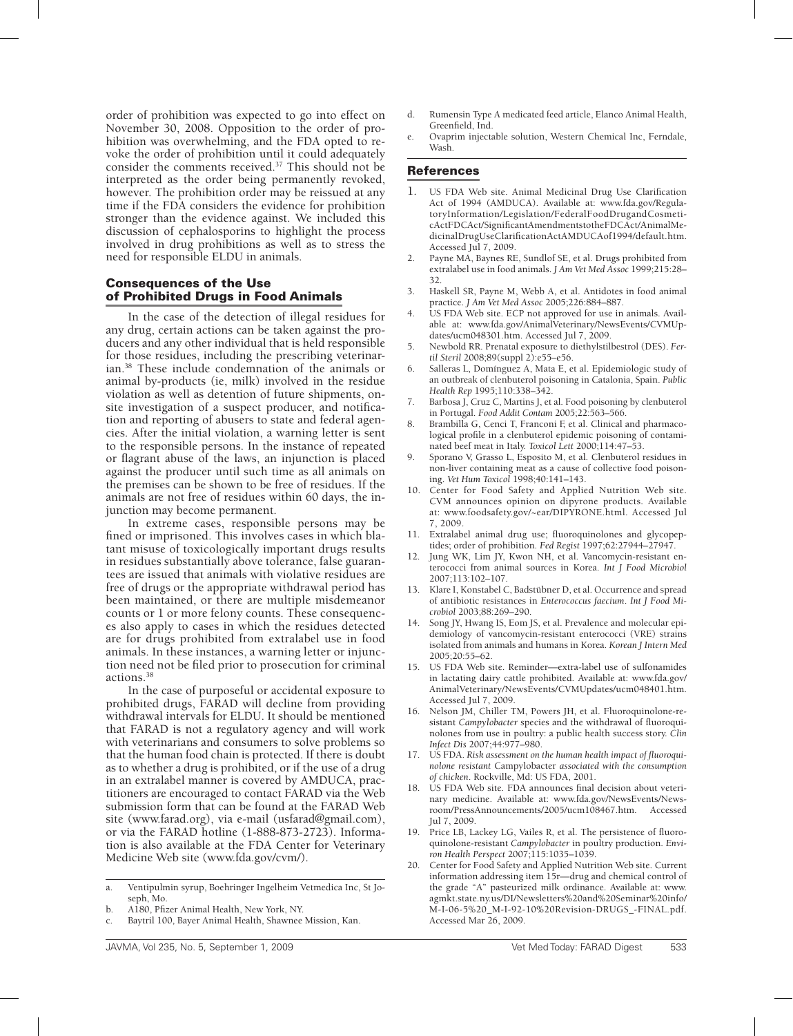order of prohibition was expected to go into effect on November 30, 2008. Opposition to the order of prohibition was overwhelming, and the FDA opted to revoke the order of prohibition until it could adequately consider the comments received.[37] This should not be interpreted as the order being permanently revoked, however. The prohibition order may be reissued at any time if the FDA considers the evidence for prohibition stronger than the evidence against. We included this discussion of cephalosporins to highlight the process involved in drug prohibitions as well as to stress the need for responsible ELDU in animals.

## Consequences of the Use of Prohibited Drugs in Food Animals

In the case of the detection of illegal residues for any drug, certain actions can be taken against the producers and any other individual that is held responsible for those residues, including the prescribing veterinarian.[38] These include condemnation of the animals or animal by-products (ie, milk) involved in the residue violation as well as detention of future shipments, on-site investigation of a suspect producer, and notification and reporting of abusers to state and federal agencies. After the initial violation, a warning letter is sent to the responsible persons. In the instance of repeated or flagrant abuse of the laws, an injunction is placed against the producer until such time as all animals on the premises can be shown to be free of residues. If the animals are not free of residues within 60 days, the injunction may become permanent.

In extreme cases, responsible persons may be fined or imprisoned. This involves cases in which blatant misuse of toxicologically important drugs results in residues substantially above tolerance, false guarantees are issued that animals with violative residues are free of drugs or the appropriate withdrawal period has been maintained, or there are multiple misdemeanor counts or 1 or more felony counts. These consequences also apply to cases in which the residues detected are for drugs prohibited from extralabel use in food animals. In these instances, a warning letter or injunction need not be filed prior to prosecution for criminal actions.[38]

In the case of purposeful or accidental exposure to prohibited drugs, FARAD will decline from providing withdrawal intervals for ELDU. It should be mentioned that FARAD is not a regulatory agency and will work with veterinarians and consumers to solve problems so that the human food chain is protected. If there is doubt as to whether a drug is prohibited, or if the use of a drug in an extralabel manner is covered by AMDUCA, practitioners are encouraged to contact FARAD via the Web submission form that can be found at the FARAD Web site (www.farad.org), via e-mail (usfarad@gmail.com), or via the FARAD hotline (1-888-873-2723). Information is also available at the FDA Center for Veterinary Medicine Web site (www.fda.gov/cvm/).

---

a. Ventipulmin syrup, Boehringer Ingelheim Vetmedica Inc, St Joseph, Mo.

b. A180, Pfizer Animal Health, New York, NY.

c. Baytril 100, Bayer Animal Health, Shawnee Mission, Kan.

d. Rumensin Type A medicated feed article, Elanco Animal Health, Greenfield, Ind.

e. Ovaprim injectable solution, Western Chemical Inc, Ferndale, Wash.

## References

1. US FDA Web site. Animal Medicinal Drug Use Clarification Act of 1994 (AMDUCA). Available at: www.fda.gov/RegulatoryInformation/Legislation/FederalFoodDrugandCosmeticActFDCAct/SignificantAmendmentstotheFDCAct/AnimalMedicinalDrugUseClarificationActAMDUCAof1994/default.htm. Accessed Jul 7, 2009.
2. Payne MA, Baynes RE, Sundlof SE, et al. Drugs prohibited from extralabel use in food animals. *J Am Vet Med Assoc* 1999;215:28–32.
3. Haskell SR, Payne M, Webb A, et al. Antidotes in food animal practice. *J Am Vet Med Assoc* 2005;226:884–887.
4. US FDA Web site. ECP not approved for use in animals. Available at: www.fda.gov/AnimalVeterinary/NewsEvents/CVMUpdates/ucm048301.htm. Accessed Jul 7, 2009.
5. Newbold RR. Prenatal exposure to diethylstilbestrol (DES). *Fertil Steril* 2008;89(suppl 2):e55–e56.
6. Salleras L, Domínguez A, Mata E, et al. Epidemiologic study of an outbreak of clenbuterol poisoning in Catalonia, Spain. *Public Health Rep* 1995;110:338–342.
7. Barbosa J, Cruz C, Martins J, et al. Food poisoning by clenbuterol in Portugal. *Food Addit Contam* 2005;22:563–566.
8. Brambilla G, Cenci T, Franconi F, et al. Clinical and pharmacological profile in a clenbuterol epidemic poisoning of contaminated beef meat in Italy. *Toxicol Lett* 2000;114:47–53.
9. Sporano V, Grasso L, Esposito M, et al. Clenbuterol residues in non-liver containing meat as a cause of collective food poisoning. *Vet Hum Toxicol* 1998;40:141–143.
10. Center for Food Safety and Applied Nutrition Web site. CVM announces opinion on dipyrone products. Available at: www.foodsafety.gov/~ear/DIPYRONE.html. Accessed Jul 7, 2009.
11. Extralabel animal drug use; fluoroquinolones and glycopeptides; order of prohibition. *Fed Regist* 1997;62:27944–27947.
12. Jung WK, Lim JY, Kwon NH, et al. Vancomycin-resistant enterococci from animal sources in Korea. *Int J Food Microbiol* 2007;113:102–107.
13. Klare I, Konstabel C, Badstübner D, et al. Occurrence and spread of antibiotic resistances in *Enterococcus faecium*. *Int J Food Microbiol* 2003;88:269–290.
14. Song JY, Hwang IS, Eom JS, et al. Prevalence and molecular epidemiology of vancomycin-resistant enterococci (VRE) strains isolated from animals and humans in Korea. *Korean J Intern Med* 2005;20:55–62.
15. US FDA Web site. Reminder—extra-label use of sulfonamides in lactating dairy cattle prohibited. Available at: www.fda.gov/AnimalVeterinary/NewsEvents/CVMUpdates/ucm048401.htm. Accessed Jul 7, 2009.
16. Nelson JM, Chiller TM, Powers JH, et al. Fluoroquinolone-resistant *Campylobacter* species and the withdrawal of fluoroquinolones from use in poultry: a public health success story. *Clin Infect Dis* 2007;44:977–980.
17. US FDA. *Risk assessment on the human health impact of fluoroquinolone resistant* Campylobacter *associated with the consumption of chicken*. Rockville, Md: US FDA, 2001.
18. US FDA Web site. FDA announces final decision about veterinary medicine. Available at: www.fda.gov/NewsEvents/Newsroom/PressAnnouncements/2005/ucm108467.htm. Accessed Jul 7, 2009.
19. Price LB, Lackey LG, Vailes R, et al. The persistence of fluoroquinolone-resistant *Campylobacter* in poultry production. *Environ Health Perspect* 2007;115:1035–1039.
20. Center for Food Safety and Applied Nutrition Web site. Current information addressing item 15r—drug and chemical control of the grade "A" pasteurized milk ordinance. Available at: www.agmkt.state.ny.us/DI/Newsletters%20and%20Seminar%20info/M-I-06-5%20_M-I-92-10%20Revision-DRUGS_-FINAL.pdf. Accessed Mar 26, 2009.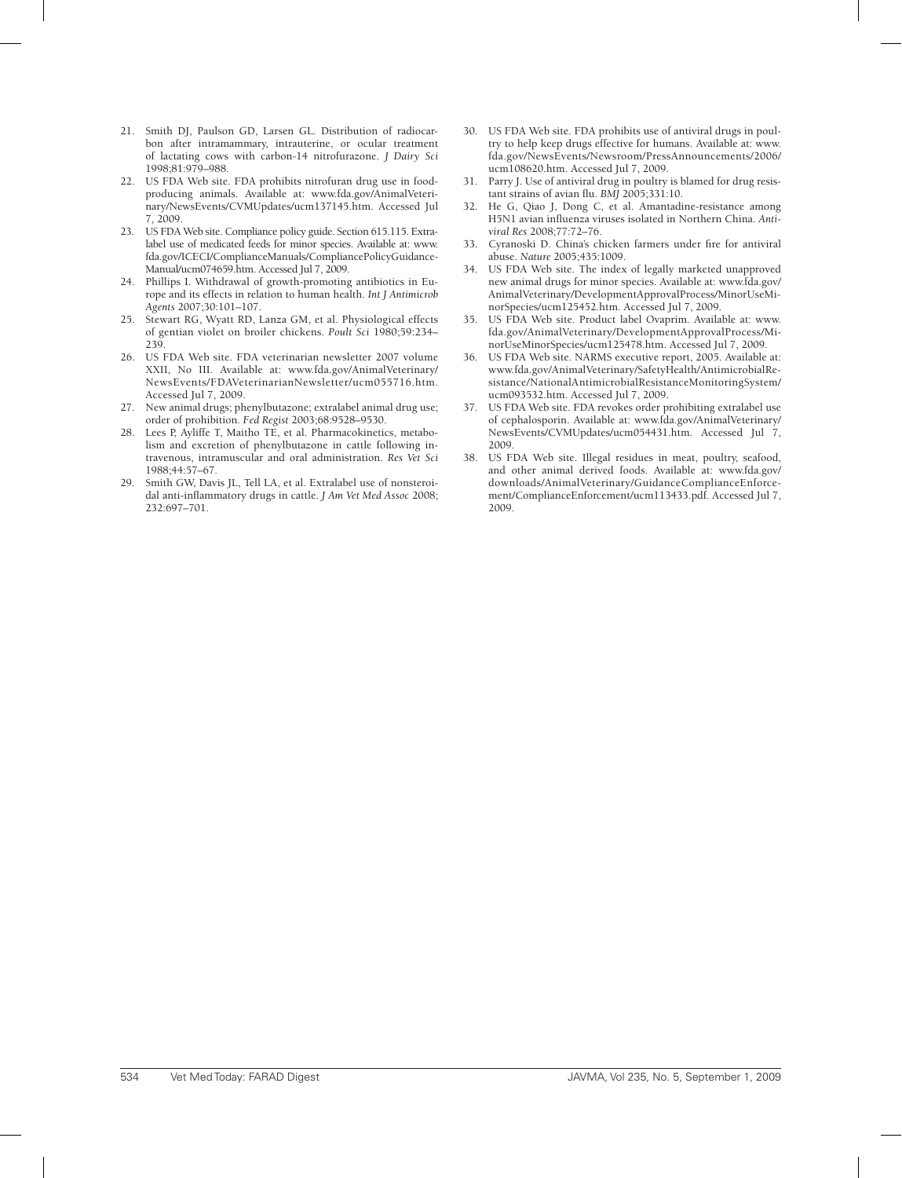21. Smith DJ, Paulson GD, Larsen GL. Distribution of radiocarbon after intramammary, intrauterine, or ocular treatment of lactating cows with carbon-14 nitrofurazone. *J Dairy Sci* 1998;81:979–988.
22. US FDA Web site. FDA prohibits nitrofuran drug use in food-producing animals. Available at: www.fda.gov/AnimalVeterinary/NewsEvents/CVMUpdates/ucm137145.htm. Accessed Jul 7, 2009.
23. US FDA Web site. Compliance policy guide. Section 615.115. Extra-label use of medicated feeds for minor species. Available at: www.fda.gov/ICECI/ComplianceManuals/CompliancePolicyGuidanceManual/ucm074659.htm. Accessed Jul 7, 2009.
24. Phillips I. Withdrawal of growth-promoting antibiotics in Europe and its effects in relation to human health. *Int J Antimicrob Agents* 2007;30:101–107.
25. Stewart RG, Wyatt RD, Lanza GM, et al. Physiological effects of gentian violet on broiler chickens. *Poult Sci* 1980;59:234–239.
26. US FDA Web site. FDA veterinarian newsletter 2007 volume XXII, No III. Available at: www.fda.gov/AnimalVeterinary/NewsEvents/FDAVeterinarianNewsletter/ucm055716.htm. Accessed Jul 7, 2009.
27. New animal drugs; phenylbutazone; extralabel animal drug use; order of prohibition. *Fed Regist* 2003;68:9528–9530.
28. Lees P, Ayliffe T, Maitho TE, et al. Pharmacokinetics, metabolism and excretion of phenylbutazone in cattle following intravenous, intramuscular and oral administration. *Res Vet Sci* 1988;44:57–67.
29. Smith GW, Davis JL, Tell LA, et al. Extralabel use of nonsteroidal anti-inflammatory drugs in cattle. *J Am Vet Med Assoc* 2008;232:697–701.
30. US FDA Web site. FDA prohibits use of antiviral drugs in poultry to help keep drugs effective for humans. Available at: www.fda.gov/NewsEvents/Newsroom/PressAnnouncements/2006/ucm108620.htm. Accessed Jul 7, 2009.
31. Parry J. Use of antiviral drug in poultry is blamed for drug resistant strains of avian flu. *BMJ* 2005;331:10.
32. He G, Qiao J, Dong C, et al. Amantadine-resistance among H5N1 avian influenza viruses isolated in Northern China. *Antiviral Res* 2008;77:72–76.
33. Cyranoski D. China's chicken farmers under fire for antiviral abuse. *Nature* 2005;435:1009.
34. US FDA Web site. The index of legally marketed unapproved new animal drugs for minor species. Available at: www.fda.gov/AnimalVeterinary/DevelopmentApprovalProcess/MinorUseMinorSpecies/ucm125452.htm. Accessed Jul 7, 2009.
35. US FDA Web site. Product label Ovaprim. Available at: www.fda.gov/AnimalVeterinary/DevelopmentApprovalProcess/MinorUseMinorSpecies/ucm125478.htm. Accessed Jul 7, 2009.
36. US FDA Web site. NARMS executive report, 2005. Available at: www.fda.gov/AnimalVeterinary/SafetyHealth/AntimicrobialResistance/NationalAntimicrobialResistanceMonitoringSystem/ucm093532.htm. Accessed Jul 7, 2009.
37. US FDA Web site. FDA revokes order prohibiting extralabel use of cephalosporin. Available at: www.fda.gov/AnimalVeterinary/NewsEvents/CVMUpdates/ucm054431.htm. Accessed Jul 7, 2009.
38. US FDA Web site. Illegal residues in meat, poultry, seafood, and other animal derived foods. Available at: www.fda.gov/downloads/AnimalVeterinary/GuidanceComplianceEnforcement/ComplianceEnforcement/ucm113433.pdf. Accessed Jul 7, 2009.